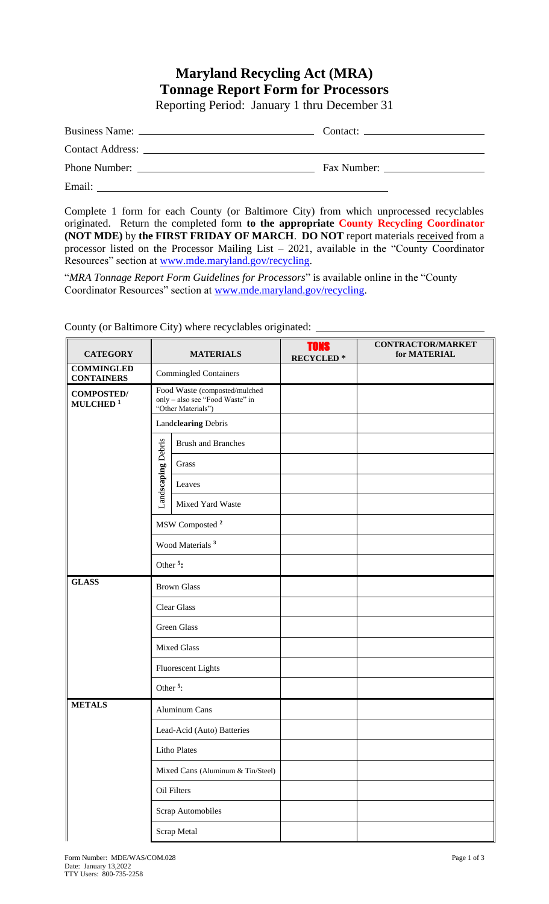# Maryland Recycling Act (MRA)
# Tonnage Report Form for Processors

Reporting Period: January 1 thru December 31

Business Name: ______________________________ Contact: ______________________

Contact Address: ______________________________________________________

Phone Number: ______________________________ Fax Number: __________________

Email: ______________________________________________

Complete 1 form for each County (or Baltimore City) from which unprocessed recyclables originated. Return the completed form **to the appropriate County Recycling Coordinator (NOT MDE)** by **the FIRST FRIDAY OF MARCH**. **DO NOT** report materials received from a processor listed on the Processor Mailing List – 2021, available in the "County Coordinator Resources" section at www.mde.maryland.gov/recycling.

"*MRA Tonnage Report Form Guidelines for Processors*" is available online in the "County Coordinator Resources" section at www.mde.maryland.gov/recycling.

County (or Baltimore City) where recyclables originated: ______________________________

| CATEGORY | MATERIALS | | TONS RECYCLED * | CONTRACTOR/MARKET for MATERIAL |
|---|---|---|---|---|
| **COMMINGLED CONTAINERS** | Commingled Containers | | | |
| **COMPOSTED/ MULCHED** [1] | Food Waste (composted/mulched only – also see "Food Waste" in "Other Materials") | | | |
| | Land**clearing** Debris | | | |
| | Land**scaping** Debris | Brush and Branches | | |
| | | Grass | | |
| | | Leaves | | |
| | | Mixed Yard Waste | | |
| | MSW Composted [2] | | | |
| | Wood Materials [3] | | | |
| | Other [5]: | | | |
| **GLASS** | Brown Glass | | | |
| | Clear Glass | | | |
| | Green Glass | | | |
| | Mixed Glass | | | |
| | Fluorescent Lights | | | |
| | Other [5]: | | | |
| **METALS** | Aluminum Cans | | | |
| | Lead-Acid (Auto) Batteries | | | |
| | Litho Plates | | | |
| | Mixed Cans (Aluminum & Tin/Steel) | | | |
| | Oil Filters | | | |
| | Scrap Automobiles | | | |
| | Scrap Metal | | | |

Form Number: MDE/WAS/COM.028
Date: January 13,2022
TTY Users: 800-735-2258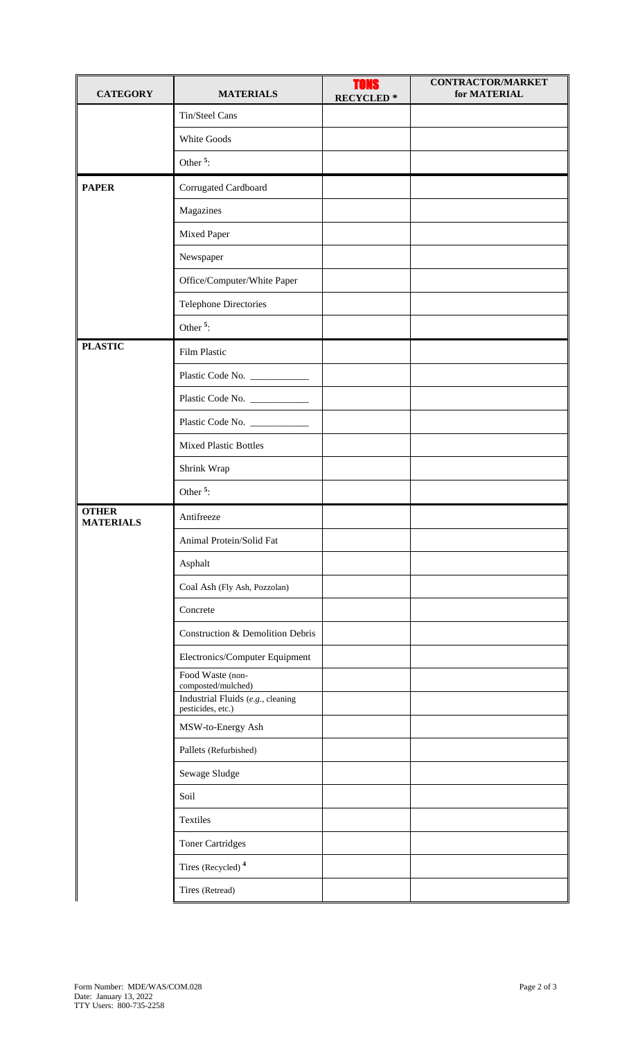| CATEGORY | MATERIALS | TONS RECYCLED * | CONTRACTOR/MARKET for MATERIAL |
|---|---|---|---|
| | Tin/Steel Cans | | |
| | White Goods | | |
| | Other [5]: | | |
| **PAPER** | Corrugated Cardboard | | |
| | Magazines | | |
| | Mixed Paper | | |
| | Newspaper | | |
| | Office/Computer/White Paper | | |
| | Telephone Directories | | |
| | Other [5]: | | |
| **PLASTIC** | Film Plastic | | |
| | Plastic Code No. ___________ | | |
| | Plastic Code No. ___________ | | |
| | Plastic Code No. ___________ | | |
| | Mixed Plastic Bottles | | |
| | Shrink Wrap | | |
| | Other [5]: | | |
| **OTHER MATERIALS** | Antifreeze | | |
| | Animal Protein/Solid Fat | | |
| | Asphalt | | |
| | Coal Ash (Fly Ash, Pozzolan) | | |
| | Concrete | | |
| | Construction & Demolition Debris | | |
| | Electronics/Computer Equipment | | |
| | Food Waste (non-composted/mulched) | | |
| | Industrial Fluids (*e.g.*, cleaning pesticides, etc.) | | |
| | MSW-to-Energy Ash | | |
| | Pallets (Refurbished) | | |
| | Sewage Sludge | | |
| | Soil | | |
| | Textiles | | |
| | Toner Cartridges | | |
| | Tires (Recycled) [4] | | |
| | Tires (Retread) | | |

Form Number: MDE/WAS/COM.028
Date: January 13, 2022
TTY Users: 800-735-2258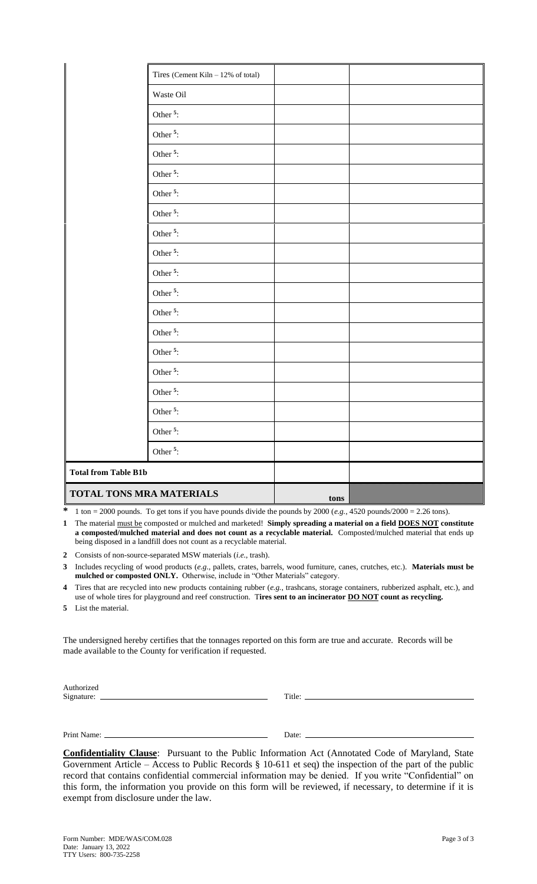| | | | |
|---|---|---|---|
| | Tires (Cement Kiln – 12% of total) | | |
| | Waste Oil | | |
| | Other [5]: | | |
| | Other [5]: | | |
| | Other [5]: | | |
| | Other [5]: | | |
| | Other [5]: | | |
| | Other [5]: | | |
| | Other [5]: | | |
| | Other [5]: | | |
| | Other [5]: | | |
| | Other [5]: | | |
| | Other [5]: | | |
| | Other [5]: | | |
| | Other [5]: | | |
| | Other [5]: | | |
| | Other [5]: | | |
| | Other [5]: | | |
| | Other [5]: | | |
| | Other [5]: | | |
| **Total from Table B1b** | | | |
| **TOTAL TONS MRA MATERIALS** | | **tons** | |

**\*** 1 ton = 2000 pounds. To get tons if you have pounds divide the pounds by 2000 (*e.g.*, 4520 pounds/2000 = 2.26 tons).

**1** The material must be composted or mulched and marketed! **Simply spreading a material on a field DOES NOT constitute a composted/mulched material and does not count as a recyclable material.** Composted/mulched material that ends up being disposed in a landfill does not count as a recyclable material.

**2** Consists of non-source-separated MSW materials (*i.e.*, trash).

**3** Includes recycling of wood products (*e.g.*, pallets, crates, barrels, wood furniture, canes, crutches, etc.). **Materials must be mulched or composted ONLY.** Otherwise, include in "Other Materials" category.

**4** Tires that are recycled into new products containing rubber (*e.g.*, trashcans, storage containers, rubberized asphalt, etc.), and use of whole tires for playground and reef construction. **Tires sent to an incinerator DO NOT count as recycling.**

**5** List the material.

The undersigned hereby certifies that the tonnages reported on this form are true and accurate. Records will be made available to the County for verification if requested.

Authorized Signature: \_\_\_\_\_\_\_\_\_\_\_\_\_\_\_\_\_\_\_\_ Title: \_\_\_\_\_\_\_\_\_\_\_\_\_\_\_\_\_\_\_\_

Print Name: \_\_\_\_\_\_\_\_\_\_\_\_\_\_\_\_\_\_\_\_ Date: \_\_\_\_\_\_\_\_\_\_\_\_\_\_\_\_\_\_\_\_

**Confidentiality Clause**: Pursuant to the Public Information Act (Annotated Code of Maryland, State Government Article – Access to Public Records § 10-611 et seq) the inspection of the part of the public record that contains confidential commercial information may be denied. If you write "Confidential" on this form, the information you provide on this form will be reviewed, if necessary, to determine if it is exempt from disclosure under the law.

Form Number: MDE/WAS/COM.028
Date: January 13, 2022
TTY Users: 800-735-2258